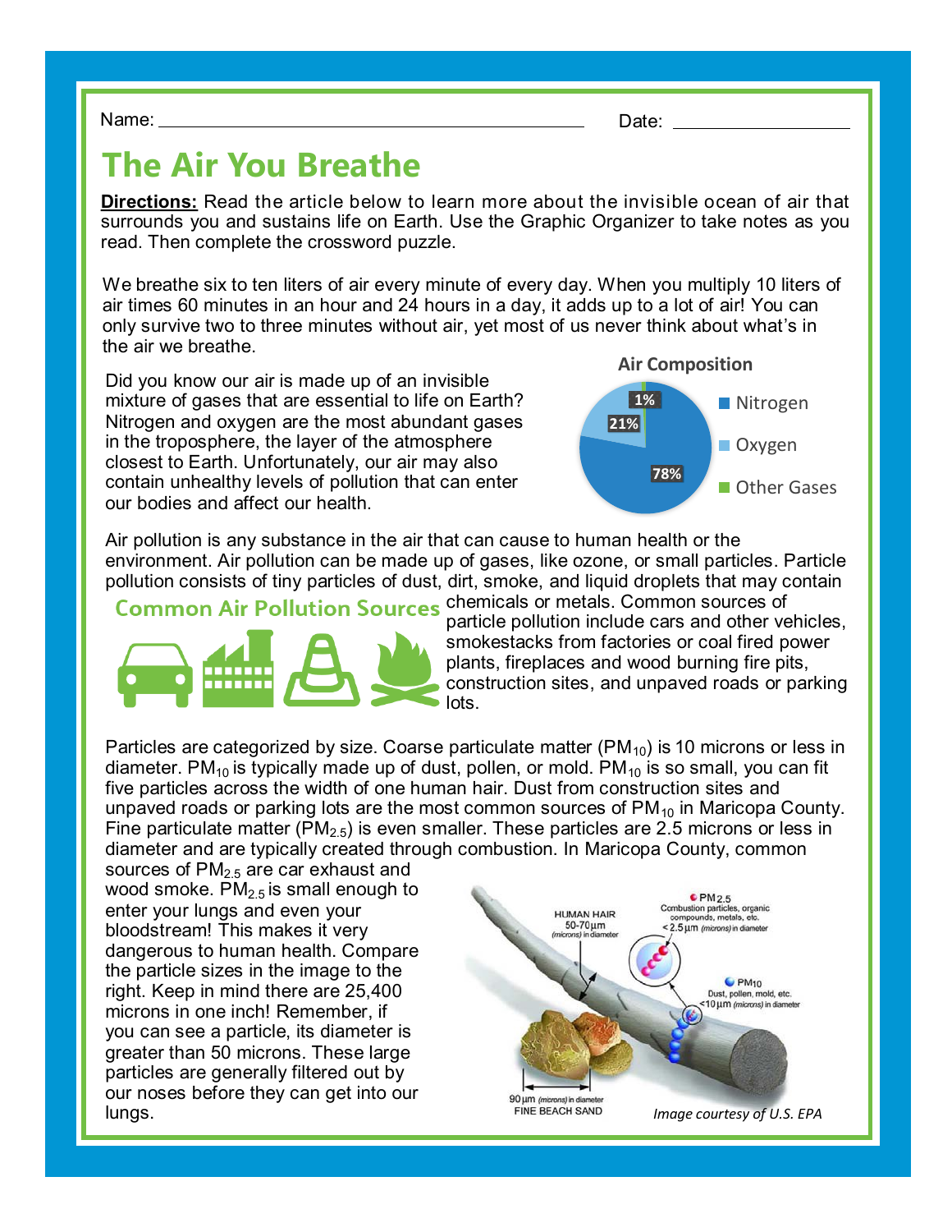Name: ______________________________ Date: ______________

# The Air You Breathe

**Directions:** Read the article below to learn more about the invisible ocean of air that surrounds you and sustains life on Earth. Use the Graphic Organizer to take notes as you read. Then complete the crossword puzzle.

We breathe six to ten liters of air every minute of every day. When you multiply 10 liters of air times 60 minutes in an hour and 24 hours in a day, it adds up to a lot of air! You can only survive two to three minutes without air, yet most of us never think about what's in the air we breathe.

Did you know our air is made up of an invisible mixture of gases that are essential to life on Earth? Nitrogen and oxygen are the most abundant gases in the troposphere, the layer of the atmosphere closest to Earth. Unfortunately, our air may also contain unhealthy levels of pollution that can enter our bodies and affect our health.

**Air Composition**

| Gas | Percentage |
| --- | --- |
| Nitrogen | 78% |
| Oxygen | 21% |
| Other Gases | 1% |

Air pollution is any substance in the air that can cause to human health or the environment. Air pollution can be made up of gases, like ozone, or small particles. Particle pollution consists of tiny particles of dust, dirt, smoke, and liquid droplets that may contain chemicals or metals. Common sources of particle pollution include cars and other vehicles, smokestacks from factories or coal fired power plants, fireplaces and wood burning fire pits, construction sites, and unpaved roads or parking lots.

**Common Air Pollution Sources**

Particles are categorized by size. Coarse particulate matter ($PM_{10}$) is 10 microns or less in diameter. $PM_{10}$ is typically made up of dust, pollen, or mold. $PM_{10}$ is so small, you can fit five particles across the width of one human hair. Dust from construction sites and unpaved roads or parking lots are the most common sources of $PM_{10}$ in Maricopa County. Fine particulate matter ($PM_{2.5}$) is even smaller. These particles are 2.5 microns or less in diameter and are typically created through combustion. In Maricopa County, common sources of $PM_{2.5}$ are car exhaust and wood smoke. $PM_{2.5}$ is small enough to enter your lungs and even your bloodstream! This makes it very dangerous to human health. Compare the particle sizes in the image to the right. Keep in mind there are 25,400 microns in one inch! Remember, if you can see a particle, its diameter is greater than 50 microns. These large particles are generally filtered out by our noses before they can get into our lungs.

HUMAN HAIR 50-70µm (microns) in diameter

$PM_{2.5}$ Combustion particles, organic compounds, metals, etc. <2.5µm (microns) in diameter

$PM_{10}$ Dust, pollen, mold, etc. <10µm (microns) in diameter

90µm (microns) in diameter FINE BEACH SAND

*Image courtesy of U.S. EPA*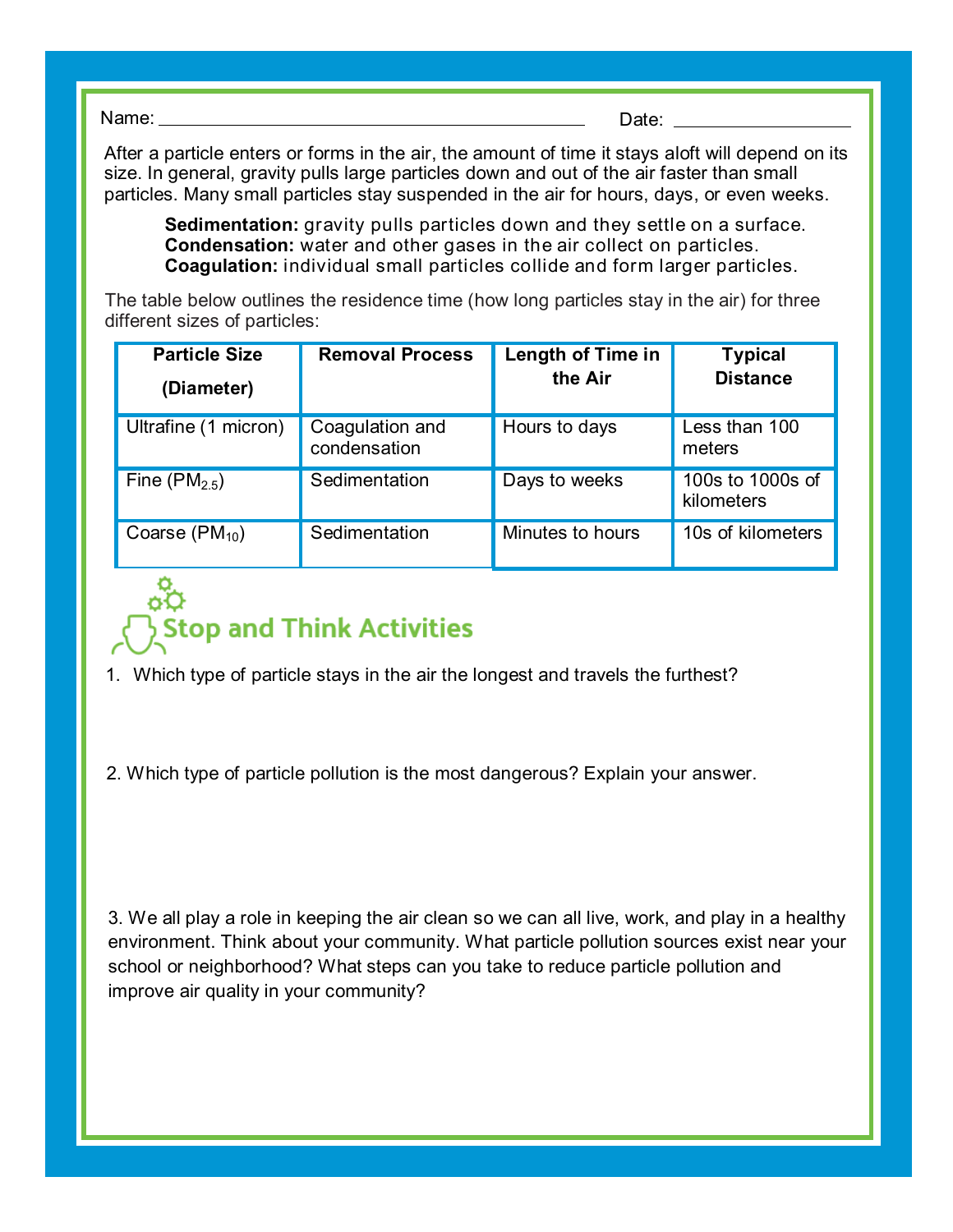Name: ______________________________ Date: ______________

After a particle enters or forms in the air, the amount of time it stays aloft will depend on its size. In general, gravity pulls large particles down and out of the air faster than small particles. Many small particles stay suspended in the air for hours, days, or even weeks.

> **Sedimentation:** gravity pulls particles down and they settle on a surface.
> **Condensation:** water and other gases in the air collect on particles.
> **Coagulation:** individual small particles collide and form larger particles.

The table below outlines the residence time (how long particles stay in the air) for three different sizes of particles:

| Particle Size (Diameter) | Removal Process | Length of Time in the Air | Typical Distance |
|---|---|---|---|
| Ultrafine (1 micron) | Coagulation and condensation | Hours to days | Less than 100 meters |
| Fine ($PM_{2.5}$) | Sedimentation | Days to weeks | 100s to 1000s of kilometers |
| Coarse ($PM_{10}$) | Sedimentation | Minutes to hours | 10s of kilometers |

## Stop and Think Activities

1. Which type of particle stays in the air the longest and travels the furthest?

2. Which type of particle pollution is the most dangerous? Explain your answer.

3. We all play a role in keeping the air clean so we can all live, work, and play in a healthy environment. Think about your community. What particle pollution sources exist near your school or neighborhood? What steps can you take to reduce particle pollution and improve air quality in your community?